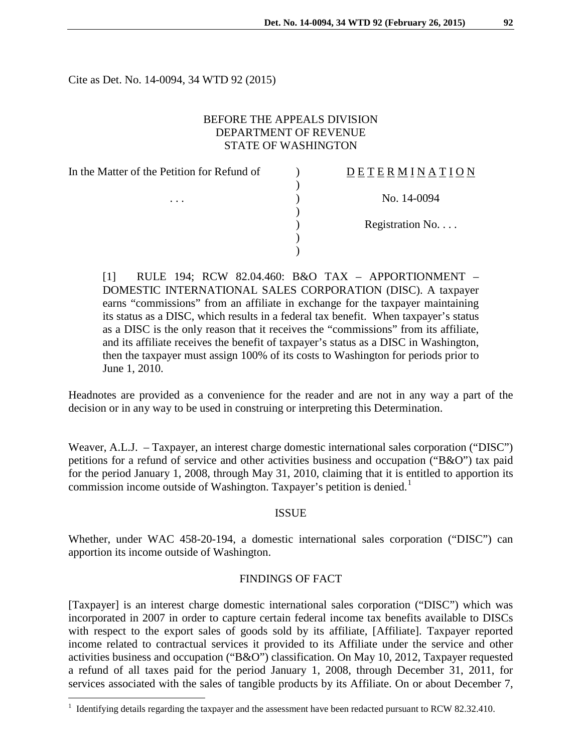Cite as Det. No. 14-0094, 34 WTD 92 (2015)

BEFORE THE APPEALS DIVISION
DEPARTMENT OF REVENUE
STATE OF WASHINGTON

| In the Matter of the Petition for Refund of | ) | D E T E R M I N A T I O N |
|---|---|---|
| | ) | |
| . . . | ) | No. 14-0094 |
| | ) | |
| | ) | Registration No. . . . |
| | ) | |
| | ) | |

[1] RULE 194; RCW 82.04.460: B&O TAX – APPORTIONMENT – DOMESTIC INTERNATIONAL SALES CORPORATION (DISC). A taxpayer earns "commissions" from an affiliate in exchange for the taxpayer maintaining its status as a DISC, which results in a federal tax benefit. When taxpayer's status as a DISC is the only reason that it receives the "commissions" from its affiliate, and its affiliate receives the benefit of taxpayer's status as a DISC in Washington, then the taxpayer must assign 100% of its costs to Washington for periods prior to June 1, 2010.

Headnotes are provided as a convenience for the reader and are not in any way a part of the decision or in any way to be used in construing or interpreting this Determination.

Weaver, A.L.J. – Taxpayer, an interest charge domestic international sales corporation ("DISC") petitions for a refund of service and other activities business and occupation ("B&O") tax paid for the period January 1, 2008, through May 31, 2010, claiming that it is entitled to apportion its commission income outside of Washington. Taxpayer's petition is denied.[1]

## ISSUE

Whether, under WAC 458-20-194, a domestic international sales corporation ("DISC") can apportion its income outside of Washington.

## FINDINGS OF FACT

[Taxpayer] is an interest charge domestic international sales corporation ("DISC") which was incorporated in 2007 in order to capture certain federal income tax benefits available to DISCs with respect to the export sales of goods sold by its affiliate, [Affiliate]. Taxpayer reported income related to contractual services it provided to its Affiliate under the service and other activities business and occupation ("B&O") classification. On May 10, 2012, Taxpayer requested a refund of all taxes paid for the period January 1, 2008, through December 31, 2011, for services associated with the sales of tangible products by its Affiliate. On or about December 7,

[1] Identifying details regarding the taxpayer and the assessment have been redacted pursuant to RCW 82.32.410.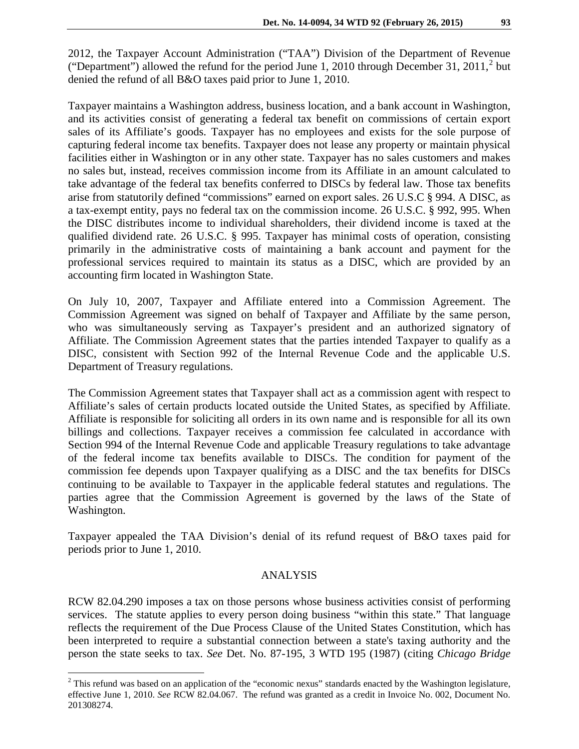2012, the Taxpayer Account Administration ("TAA") Division of the Department of Revenue ("Department") allowed the refund for the period June 1, 2010 through December 31, 2011,[2] but denied the refund of all B&O taxes paid prior to June 1, 2010.

Taxpayer maintains a Washington address, business location, and a bank account in Washington, and its activities consist of generating a federal tax benefit on commissions of certain export sales of its Affiliate's goods. Taxpayer has no employees and exists for the sole purpose of capturing federal income tax benefits. Taxpayer does not lease any property or maintain physical facilities either in Washington or in any other state. Taxpayer has no sales customers and makes no sales but, instead, receives commission income from its Affiliate in an amount calculated to take advantage of the federal tax benefits conferred to DISCs by federal law. Those tax benefits arise from statutorily defined "commissions" earned on export sales. 26 U.S.C § 994. A DISC, as a tax-exempt entity, pays no federal tax on the commission income. 26 U.S.C. § 992, 995. When the DISC distributes income to individual shareholders, their dividend income is taxed at the qualified dividend rate. 26 U.S.C. § 995. Taxpayer has minimal costs of operation, consisting primarily in the administrative costs of maintaining a bank account and payment for the professional services required to maintain its status as a DISC, which are provided by an accounting firm located in Washington State.

On July 10, 2007, Taxpayer and Affiliate entered into a Commission Agreement. The Commission Agreement was signed on behalf of Taxpayer and Affiliate by the same person, who was simultaneously serving as Taxpayer's president and an authorized signatory of Affiliate. The Commission Agreement states that the parties intended Taxpayer to qualify as a DISC, consistent with Section 992 of the Internal Revenue Code and the applicable U.S. Department of Treasury regulations.

The Commission Agreement states that Taxpayer shall act as a commission agent with respect to Affiliate's sales of certain products located outside the United States, as specified by Affiliate. Affiliate is responsible for soliciting all orders in its own name and is responsible for all its own billings and collections. Taxpayer receives a commission fee calculated in accordance with Section 994 of the Internal Revenue Code and applicable Treasury regulations to take advantage of the federal income tax benefits available to DISCs. The condition for payment of the commission fee depends upon Taxpayer qualifying as a DISC and the tax benefits for DISCs continuing to be available to Taxpayer in the applicable federal statutes and regulations. The parties agree that the Commission Agreement is governed by the laws of the State of Washington.

Taxpayer appealed the TAA Division's denial of its refund request of B&O taxes paid for periods prior to June 1, 2010.

## ANALYSIS

RCW 82.04.290 imposes a tax on those persons whose business activities consist of performing services. The statute applies to every person doing business "within this state." That language reflects the requirement of the Due Process Clause of the United States Constitution, which has been interpreted to require a substantial connection between a state's taxing authority and the person the state seeks to tax. *See* Det. No. 87-195, 3 WTD 195 (1987) (citing *Chicago Bridge*

[2] This refund was based on an application of the "economic nexus" standards enacted by the Washington legislature, effective June 1, 2010. *See* RCW 82.04.067. The refund was granted as a credit in Invoice No. 002, Document No. 201308274.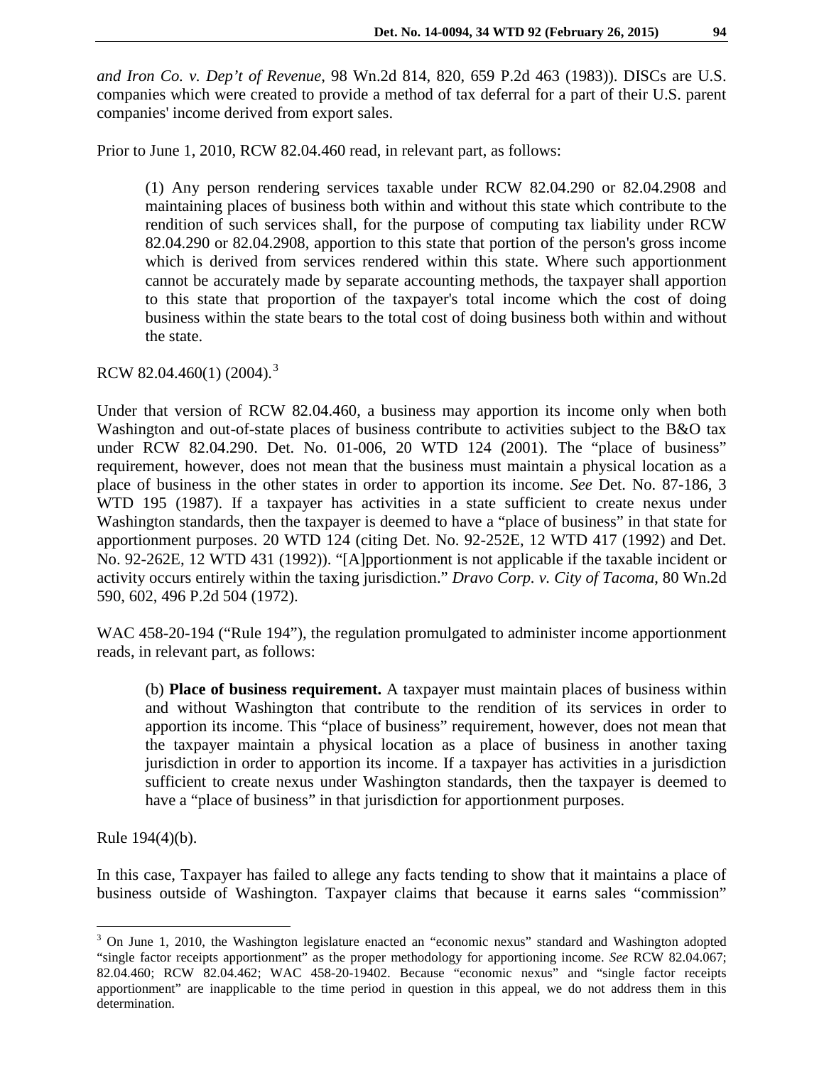*and Iron Co. v. Dep't of Revenue*, 98 Wn.2d 814, 820, 659 P.2d 463 (1983)). DISCs are U.S. companies which were created to provide a method of tax deferral for a part of their U.S. parent companies' income derived from export sales.

Prior to June 1, 2010, RCW 82.04.460 read, in relevant part, as follows:

> (1) Any person rendering services taxable under RCW 82.04.290 or 82.04.2908 and maintaining places of business both within and without this state which contribute to the rendition of such services shall, for the purpose of computing tax liability under RCW 82.04.290 or 82.04.2908, apportion to this state that portion of the person's gross income which is derived from services rendered within this state. Where such apportionment cannot be accurately made by separate accounting methods, the taxpayer shall apportion to this state that proportion of the taxpayer's total income which the cost of doing business within the state bears to the total cost of doing business both within and without the state.

RCW 82.04.460(1) (2004).[3]

Under that version of RCW 82.04.460, a business may apportion its income only when both Washington and out-of-state places of business contribute to activities subject to the B&O tax under RCW 82.04.290. Det. No. 01-006, 20 WTD 124 (2001). The "place of business" requirement, however, does not mean that the business must maintain a physical location as a place of business in the other states in order to apportion its income. *See* Det. No. 87-186, 3 WTD 195 (1987). If a taxpayer has activities in a state sufficient to create nexus under Washington standards, then the taxpayer is deemed to have a "place of business" in that state for apportionment purposes. 20 WTD 124 (citing Det. No. 92-252E, 12 WTD 417 (1992) and Det. No. 92-262E, 12 WTD 431 (1992)). "[A]pportionment is not applicable if the taxable incident or activity occurs entirely within the taxing jurisdiction." *Dravo Corp. v. City of Tacoma*, 80 Wn.2d 590, 602, 496 P.2d 504 (1972).

WAC 458-20-194 ("Rule 194"), the regulation promulgated to administer income apportionment reads, in relevant part, as follows:

> (b) **Place of business requirement.** A taxpayer must maintain places of business within and without Washington that contribute to the rendition of its services in order to apportion its income. This "place of business" requirement, however, does not mean that the taxpayer maintain a physical location as a place of business in another taxing jurisdiction in order to apportion its income. If a taxpayer has activities in a jurisdiction sufficient to create nexus under Washington standards, then the taxpayer is deemed to have a "place of business" in that jurisdiction for apportionment purposes.

Rule 194(4)(b).

In this case, Taxpayer has failed to allege any facts tending to show that it maintains a place of business outside of Washington. Taxpayer claims that because it earns sales "commission"

---

[3] On June 1, 2010, the Washington legislature enacted an "economic nexus" standard and Washington adopted "single factor receipts apportionment" as the proper methodology for apportioning income. *See* RCW 82.04.067; 82.04.460; RCW 82.04.462; WAC 458-20-19402. Because "economic nexus" and "single factor receipts apportionment" are inapplicable to the time period in question in this appeal, we do not address them in this determination.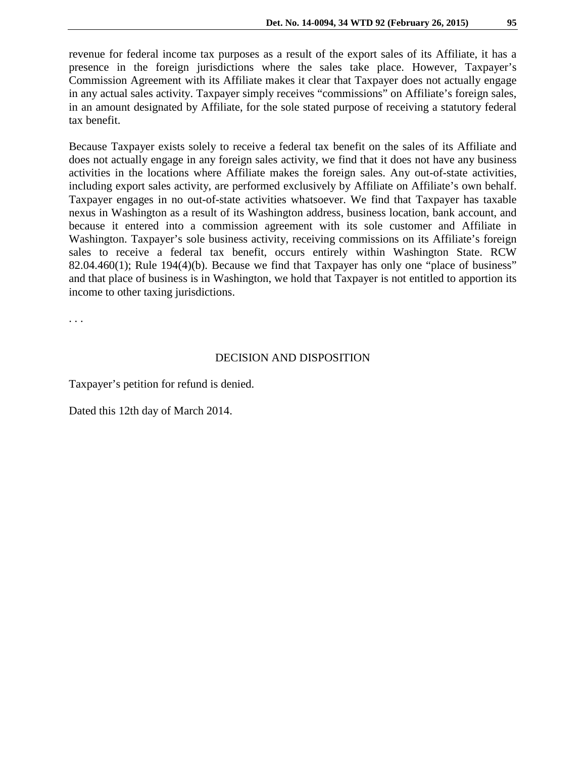revenue for federal income tax purposes as a result of the export sales of its Affiliate, it has a presence in the foreign jurisdictions where the sales take place. However, Taxpayer's Commission Agreement with its Affiliate makes it clear that Taxpayer does not actually engage in any actual sales activity. Taxpayer simply receives "commissions" on Affiliate's foreign sales, in an amount designated by Affiliate, for the sole stated purpose of receiving a statutory federal tax benefit.

Because Taxpayer exists solely to receive a federal tax benefit on the sales of its Affiliate and does not actually engage in any foreign sales activity, we find that it does not have any business activities in the locations where Affiliate makes the foreign sales. Any out-of-state activities, including export sales activity, are performed exclusively by Affiliate on Affiliate's own behalf. Taxpayer engages in no out-of-state activities whatsoever. We find that Taxpayer has taxable nexus in Washington as a result of its Washington address, business location, bank account, and because it entered into a commission agreement with its sole customer and Affiliate in Washington. Taxpayer's sole business activity, receiving commissions on its Affiliate's foreign sales to receive a federal tax benefit, occurs entirely within Washington State. RCW 82.04.460(1); Rule 194(4)(b). Because we find that Taxpayer has only one "place of business" and that place of business is in Washington, we hold that Taxpayer is not entitled to apportion its income to other taxing jurisdictions.

. . .

## DECISION AND DISPOSITION

Taxpayer's petition for refund is denied.

Dated this 12th day of March 2014.